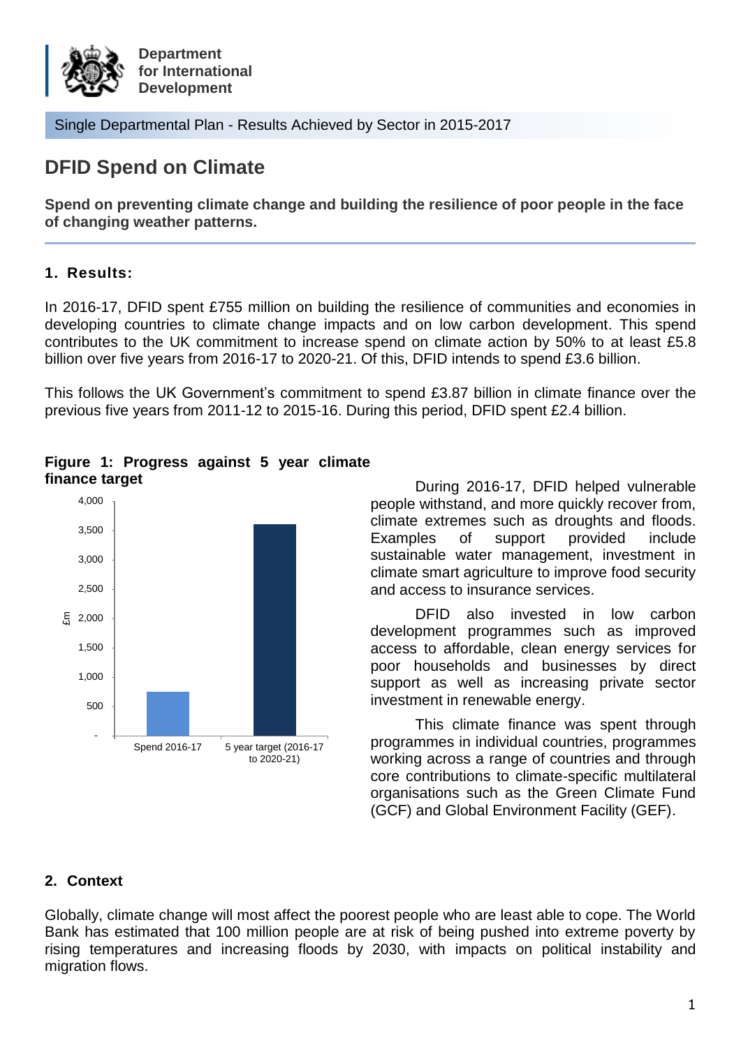Department for International Development

Single Departmental Plan - Results Achieved by Sector in 2015-2017

# DFID Spend on Climate

**Spend on preventing climate change and building the resilience of poor people in the face of changing weather patterns.**

## 1. Results:

In 2016-17, DFID spent £755 million on building the resilience of communities and economies in developing countries to climate change impacts and on low carbon development. This spend contributes to the UK commitment to increase spend on climate action by 50% to at least £5.8 billion over five years from 2016-17 to 2020-21. Of this, DFID intends to spend £3.6 billion.

This follows the UK Government's commitment to spend £3.87 billion in climate finance over the previous five years from 2011-12 to 2015-16. During this period, DFID spent £2.4 billion.

**Figure 1: Progress against 5 year climate finance target**

During 2016-17, DFID helped vulnerable people withstand, and more quickly recover from, climate extremes such as droughts and floods. Examples of support provided include sustainable water management, investment in climate smart agriculture to improve food security and access to insurance services.

DFID also invested in low carbon development programmes such as improved access to affordable, clean energy services for poor households and businesses by direct support as well as increasing private sector investment in renewable energy.

This climate finance was spent through programmes in individual countries, programmes working across a range of countries and through core contributions to climate-specific multilateral organisations such as the Green Climate Fund (GCF) and Global Environment Facility (GEF).

## 2. Context

Globally, climate change will most affect the poorest people who are least able to cope. The World Bank has estimated that 100 million people are at risk of being pushed into extreme poverty by rising temperatures and increasing floods by 2030, with impacts on political instability and migration flows.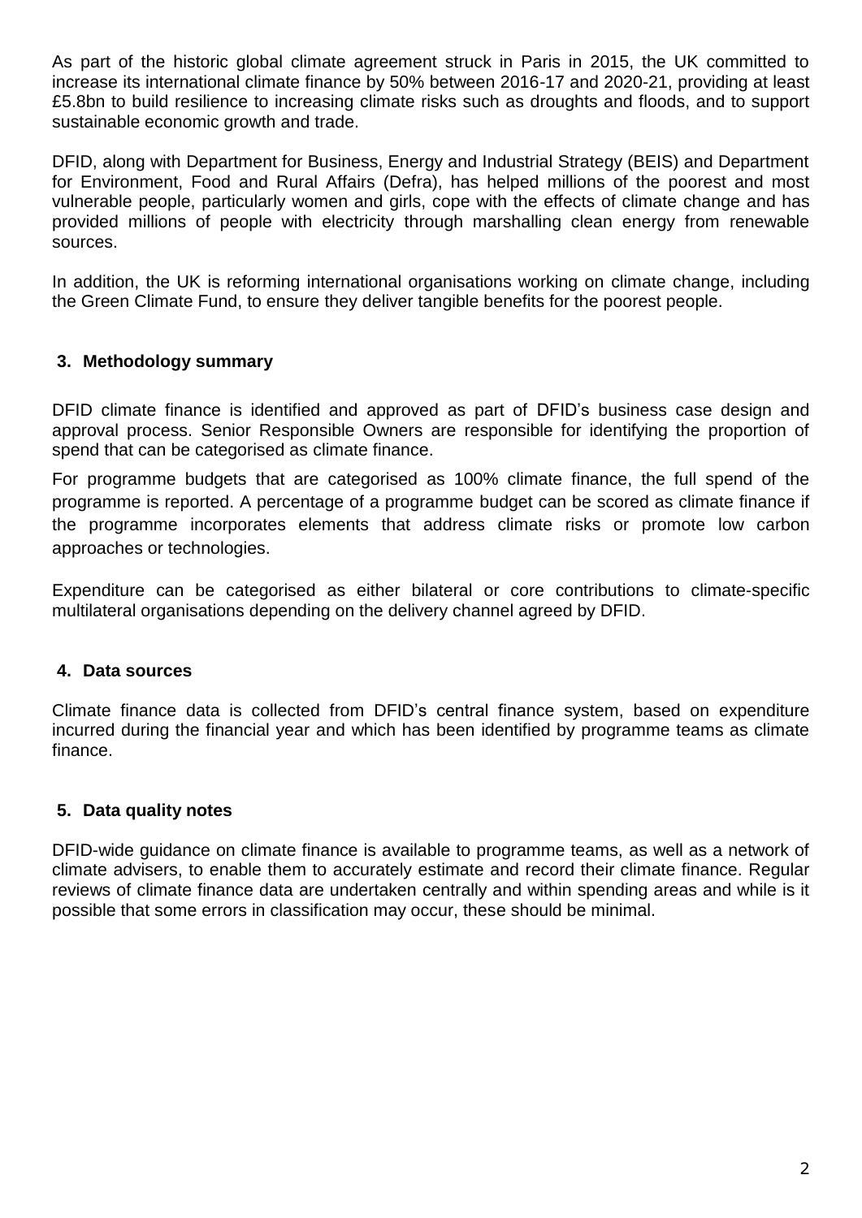As part of the historic global climate agreement struck in Paris in 2015, the UK committed to increase its international climate finance by 50% between 2016-17 and 2020-21, providing at least £5.8bn to build resilience to increasing climate risks such as droughts and floods, and to support sustainable economic growth and trade.

DFID, along with Department for Business, Energy and Industrial Strategy (BEIS) and Department for Environment, Food and Rural Affairs (Defra), has helped millions of the poorest and most vulnerable people, particularly women and girls, cope with the effects of climate change and has provided millions of people with electricity through marshalling clean energy from renewable sources.

In addition, the UK is reforming international organisations working on climate change, including the Green Climate Fund, to ensure they deliver tangible benefits for the poorest people.

## 3. Methodology summary

DFID climate finance is identified and approved as part of DFID's business case design and approval process. Senior Responsible Owners are responsible for identifying the proportion of spend that can be categorised as climate finance.

For programme budgets that are categorised as 100% climate finance, the full spend of the programme is reported. A percentage of a programme budget can be scored as climate finance if the programme incorporates elements that address climate risks or promote low carbon approaches or technologies.

Expenditure can be categorised as either bilateral or core contributions to climate-specific multilateral organisations depending on the delivery channel agreed by DFID.

## 4. Data sources

Climate finance data is collected from DFID's central finance system, based on expenditure incurred during the financial year and which has been identified by programme teams as climate finance.

## 5. Data quality notes

DFID-wide guidance on climate finance is available to programme teams, as well as a network of climate advisers, to enable them to accurately estimate and record their climate finance. Regular reviews of climate finance data are undertaken centrally and within spending areas and while is it possible that some errors in classification may occur, these should be minimal.